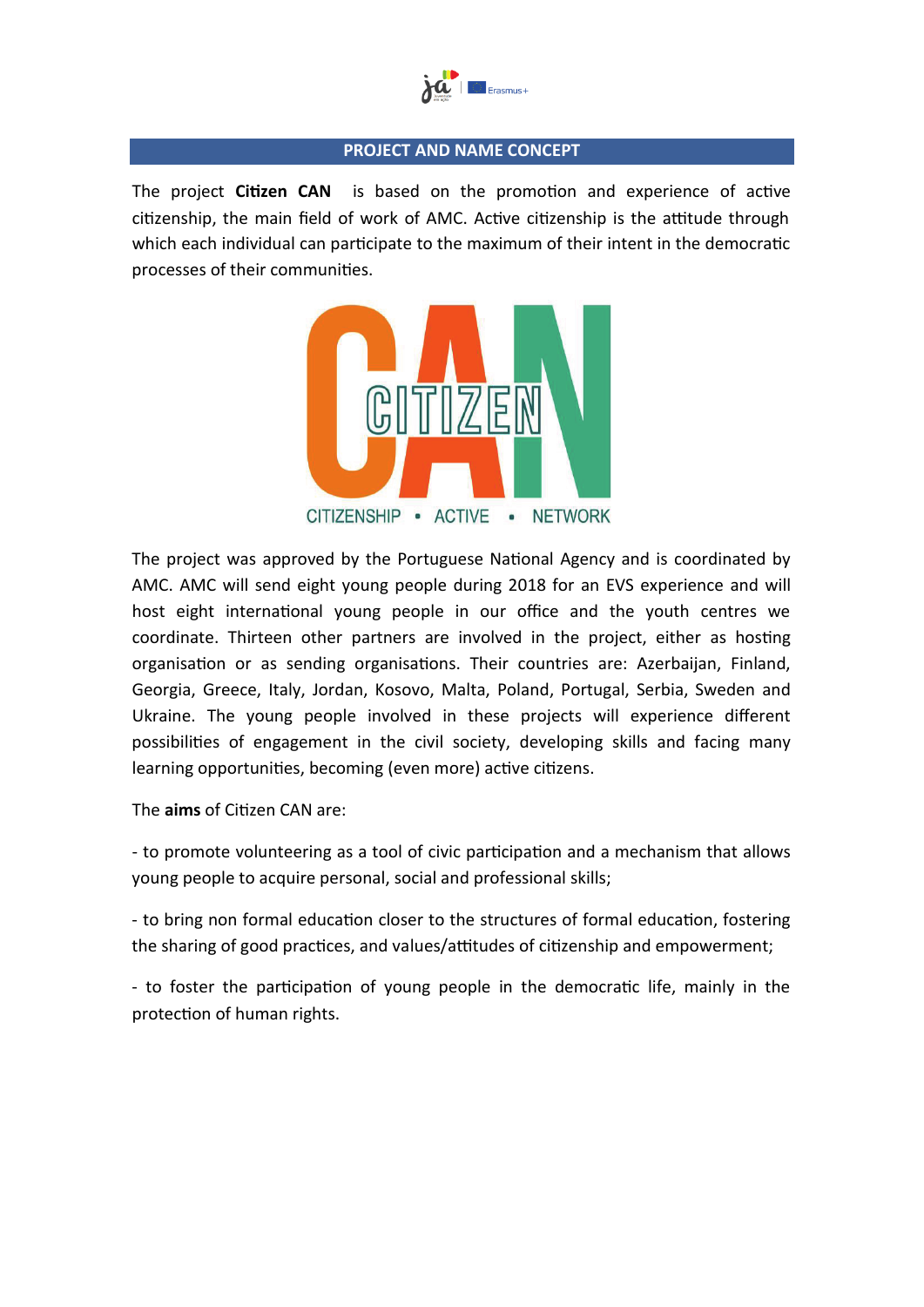## PROJECT AND NAME CONCEPT

The project **Citizen CAN** is based on the promotion and experience of active citizenship, the main field of work of AMC. Active citizenship is the attitude through which each individual can participate to the maximum of their intent in the democratic processes of their communities.

The project was approved by the Portuguese National Agency and is coordinated by AMC. AMC will send eight young people during 2018 for an EVS experience and will host eight international young people in our office and the youth centres we coordinate. Thirteen other partners are involved in the project, either as hosting organisation or as sending organisations. Their countries are: Azerbaijan, Finland, Georgia, Greece, Italy, Jordan, Kosovo, Malta, Poland, Portugal, Serbia, Sweden and Ukraine. The young people involved in these projects will experience different possibilities of engagement in the civil society, developing skills and facing many learning opportunities, becoming (even more) active citizens.

The **aims** of Citizen CAN are:

- to promote volunteering as a tool of civic participation and a mechanism that allows young people to acquire personal, social and professional skills;

- to bring non formal education closer to the structures of formal education, fostering the sharing of good practices, and values/attitudes of citizenship and empowerment;

- to foster the participation of young people in the democratic life, mainly in the protection of human rights.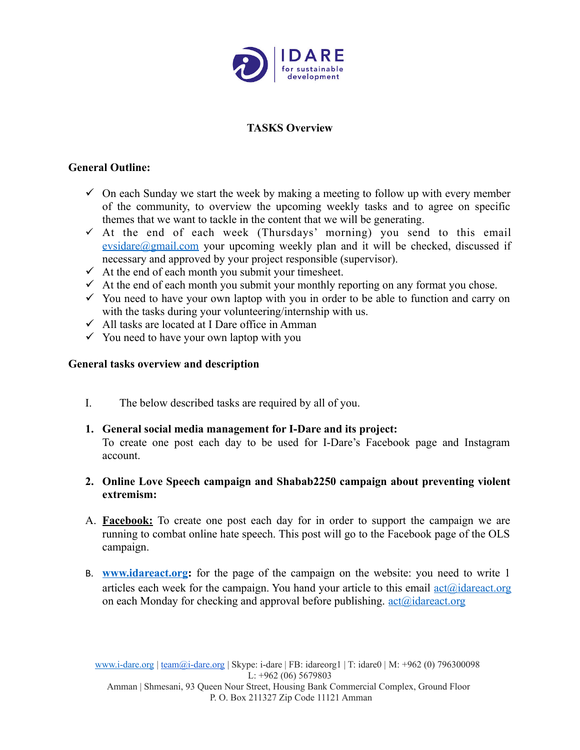**TASKS Overview**

**General Outline:**

- ✓ On each Sunday we start the week by making a meeting to follow up with every member of the community, to overview the upcoming weekly tasks and to agree on specific themes that we want to tackle in the content that we will be generating.
- ✓ At the end of each week (Thursdays' morning) you send to this email evsidare@gmail.com your upcoming weekly plan and it will be checked, discussed if necessary and approved by your project responsible (supervisor).
- ✓ At the end of each month you submit your timesheet.
- ✓ At the end of each month you submit your monthly reporting on any format you chose.
- ✓ You need to have your own laptop with you in order to be able to function and carry on with the tasks during your volunteering/internship with us.
- ✓ All tasks are located at I Dare office in Amman
- ✓ You need to have your own laptop with you

**General tasks overview and description**

I. The below described tasks are required by all of you.

1. **General social media management for I-Dare and its project:**
   To create one post each day to be used for I-Dare's Facebook page and Instagram account.

2. **Online Love Speech campaign and Shabab2250 campaign about preventing violent extremism:**

A. **Facebook:** To create one post each day for in order to support the campaign we are running to combat online hate speech. This post will go to the Facebook page of the OLS campaign.

B. **www.idareact.org:** for the page of the campaign on the website: you need to write 1 articles each week for the campaign. You hand your article to this email act@idareact.org on each Monday for checking and approval before publishing. act@idareact.org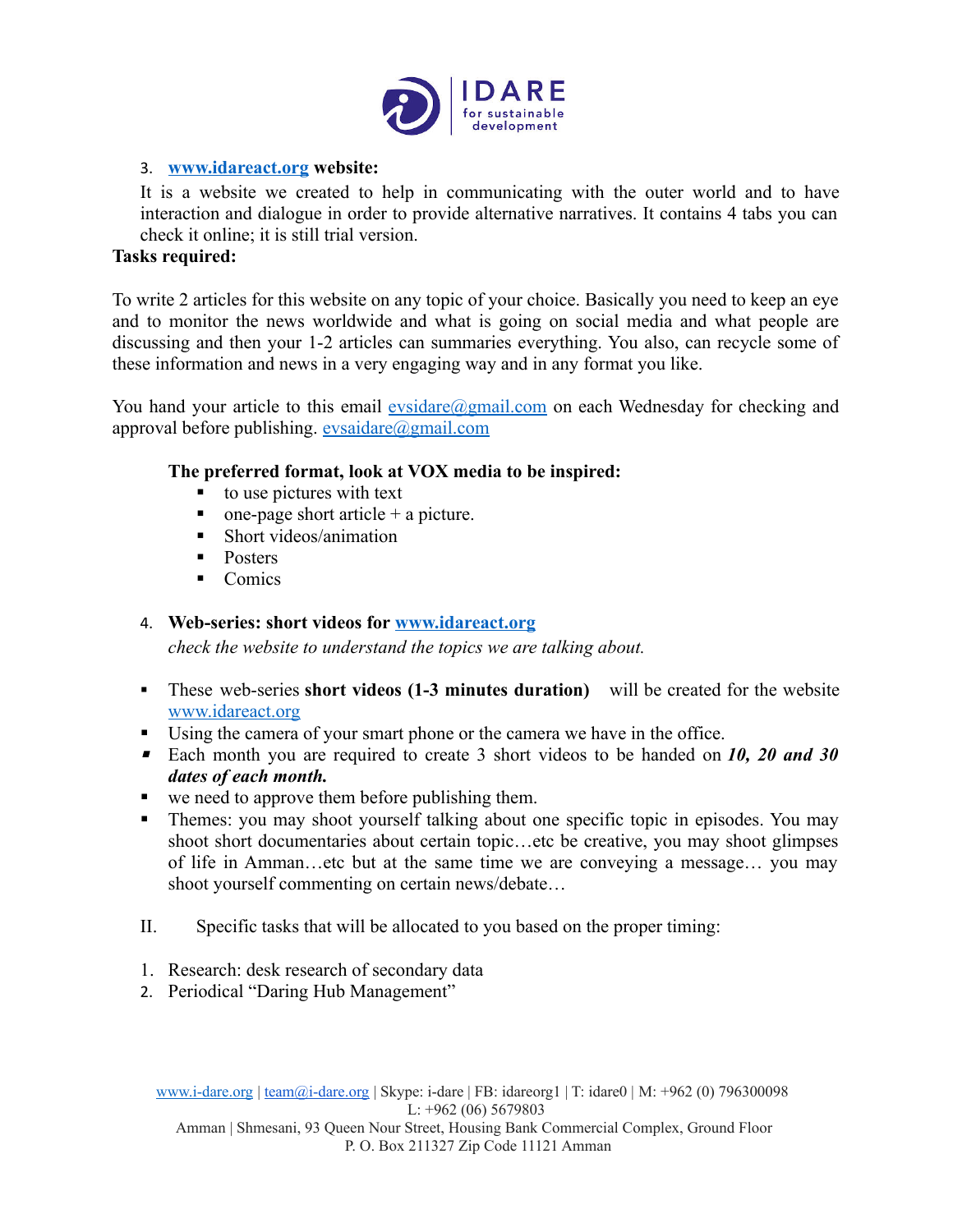3. **www.idareact.org website:**

   It is a website we created to help in communicating with the outer world and to have interaction and dialogue in order to provide alternative narratives. It contains 4 tabs you can check it online; it is still trial version.

**Tasks required:**

To write 2 articles for this website on any topic of your choice. Basically you need to keep an eye and to monitor the news worldwide and what is going on social media and what people are discussing and then your 1-2 articles can summaries everything. You also, can recycle some of these information and news in a very engaging way and in any format you like.

You hand your article to this email evsidare@gmail.com on each Wednesday for checking and approval before publishing. evsaidare@gmail.com

**The preferred format, look at VOX media to be inspired:**

- to use pictures with text
- one-page short article + a picture.
- Short videos/animation
- Posters
- Comics

4. **Web-series: short videos for www.idareact.org**

   *check the website to understand the topics we are talking about.*

- These web-series **short videos (1-3 minutes duration)** will be created for the website www.idareact.org
- Using the camera of your smart phone or the camera we have in the office.
- Each month you are required to create 3 short videos to be handed on ***10, 20 and 30 dates of each month.***
- we need to approve them before publishing them.
- Themes: you may shoot yourself talking about one specific topic in episodes. You may shoot short documentaries about certain topic…etc be creative, you may shoot glimpses of life in Amman…etc but at the same time we are conveying a message… you may shoot yourself commenting on certain news/debate…

II. Specific tasks that will be allocated to you based on the proper timing:

1. Research: desk research of secondary data
2. Periodical "Daring Hub Management"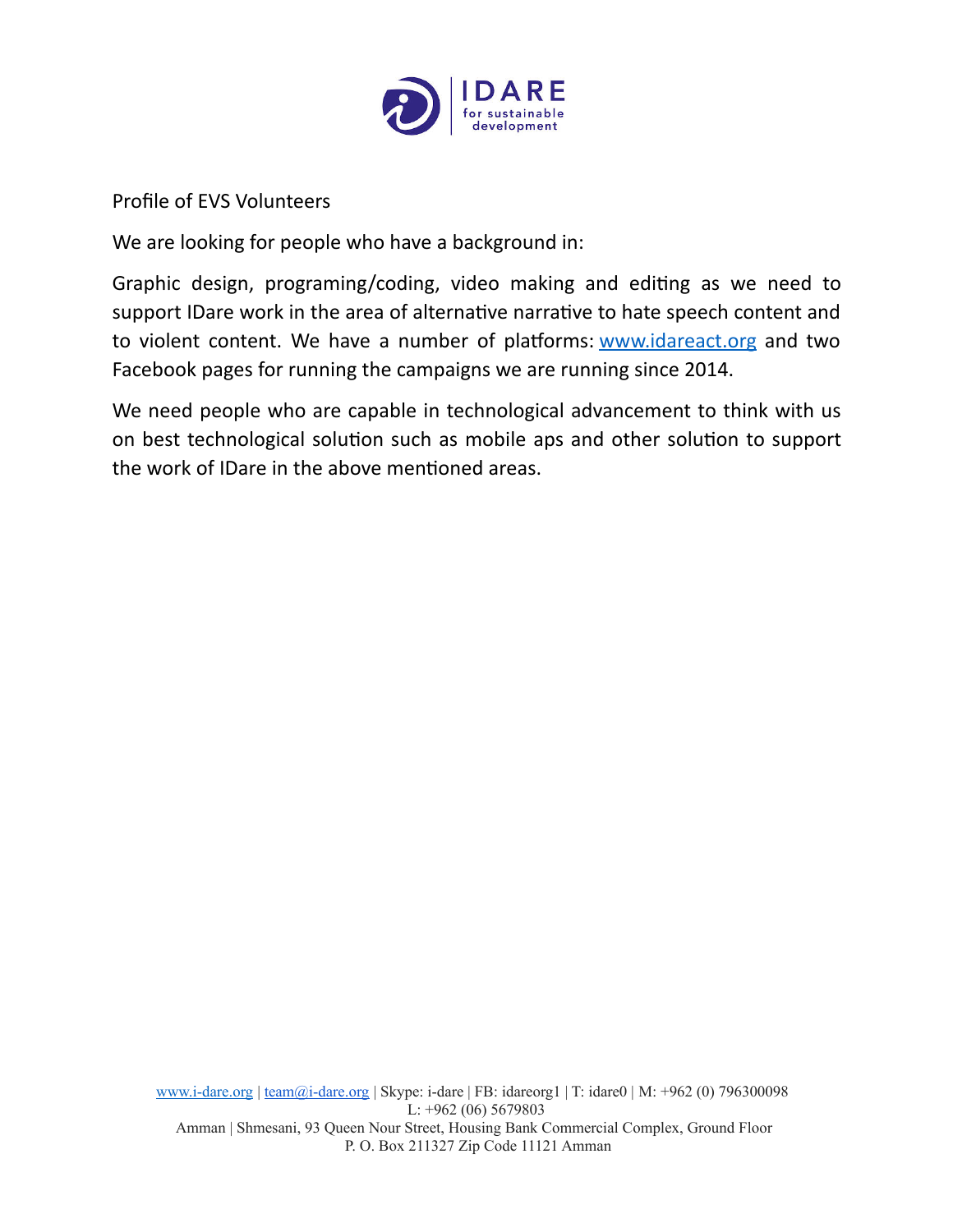Profile of EVS Volunteers

We are looking for people who have a background in:

Graphic design, programing/coding, video making and editing as we need to support IDare work in the area of alternative narrative to hate speech content and to violent content. We have a number of platforms: [www.idareact.org](http://www.idareact.org) and two Facebook pages for running the campaigns we are running since 2014.

We need people who are capable in technological advancement to think with us on best technological solution such as mobile aps and other solution to support the work of IDare in the above mentioned areas.